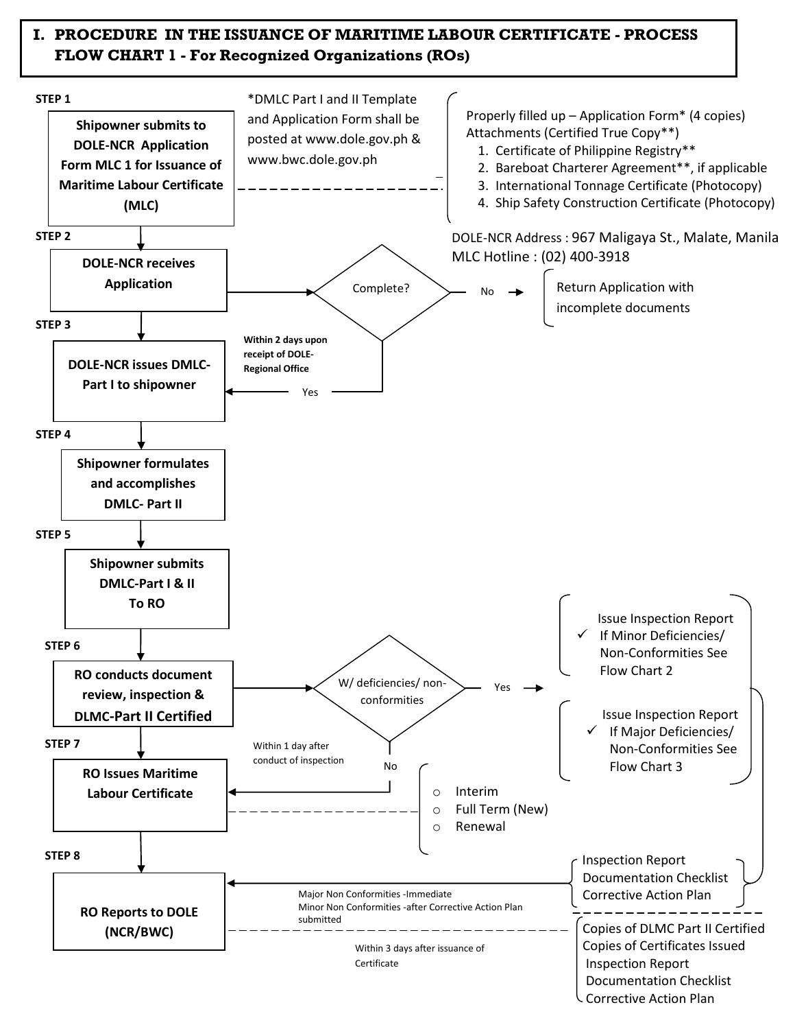# I. PROCEDURE IN THE ISSUANCE OF MARITIME LABOUR CERTIFICATE - PROCESS FLOW CHART 1 - For Recognized Organizations (ROs)

**STEP 1**

**Shipowner submits to DOLE-NCR Application Form MLC 1 for Issuance of Maritime Labour Certificate (MLC)**

*DMLC Part I and II Template and Application Form shall be posted at www.dole.gov.ph & www.bwc.dole.gov.ph

Properly filled up – Application Form* (4 copies)
Attachments (Certified True Copy**)

1. Certificate of Philippine Registry**
2. Bareboat Charterer Agreement**, if applicable
3. International Tonnage Certificate (Photocopy)
4. Ship Safety Construction Certificate (Photocopy)

DOLE-NCR Address : 967 Maligaya St., Malate, Manila
MLC Hotline : (02) 400-3918

**STEP 2**

**DOLE-NCR receives Application**

Complete?

- No → Return Application with incomplete documents
- Yes → Step 3 (Within 2 days upon receipt of DOLE-Regional Office)

**STEP 3**

**DOLE-NCR issues DMLC-Part I to shipowner**

**STEP 4**

**Shipowner formulates and accomplishes DMLC- Part II**

**STEP 5**

**Shipowner submits DMLC-Part I & II To RO**

**STEP 6**

**RO conducts document review, inspection & DLMC-Part II Certified**

W/ deficiencies/ non-conformities

- Yes →
  - Issue Inspection Report
    - ✓ If Minor Deficiencies/ Non-Conformities See Flow Chart 2
  - Issue Inspection Report
    - ✓ If Major Deficiencies/ Non-Conformities See Flow Chart 3
- No → Step 7 (Within 1 day after conduct of inspection)

**STEP 7**

**RO Issues Maritime Labour Certificate**

- Interim
- Full Term (New)
- Renewal

**STEP 8**

**RO Reports to DOLE (NCR/BWC)**

Inspection Report
Documentation Checklist
Corrective Action Plan

Major Non Conformities -Immediate
Minor Non Conformities -after Corrective Action Plan submitted

Within 3 days after issuance of Certificate

Copies of DLMC Part II Certified
Copies of Certificates Issued
Inspection Report
Documentation Checklist
Corrective Action Plan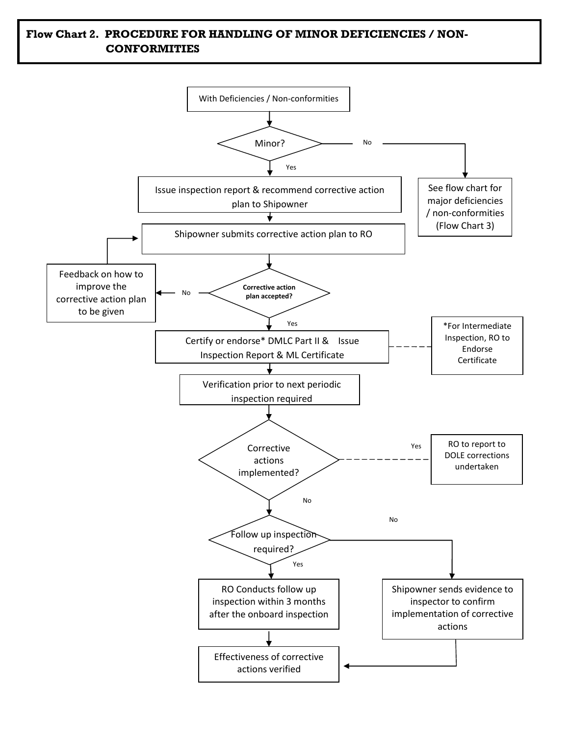## Flow Chart 2. PROCEDURE FOR HANDLING OF MINOR DEFICIENCIES / NON-CONFORMITIES

With Deficiencies / Non-conformities

Minor?

No

See flow chart for major deficiencies / non-conformities (Flow Chart 3)

Yes

Issue inspection report & recommend corrective action plan to Shipowner

Shipowner submits corrective action plan to RO

Corrective action plan accepted?

No

Feedback on how to improve the corrective action plan to be given

Yes

Certify or endorse* DMLC Part II & Issue Inspection Report & ML Certificate

*For Intermediate Inspection, RO to Endorse Certificate

Verification prior to next periodic inspection required

Corrective actions implemented?

Yes

RO to report to DOLE corrections undertaken

No

Follow up inspection required?

Yes

RO Conducts follow up inspection within 3 months after the onboard inspection

Effectiveness of corrective actions verified

No

Shipowner sends evidence to inspector to confirm implementation of corrective actions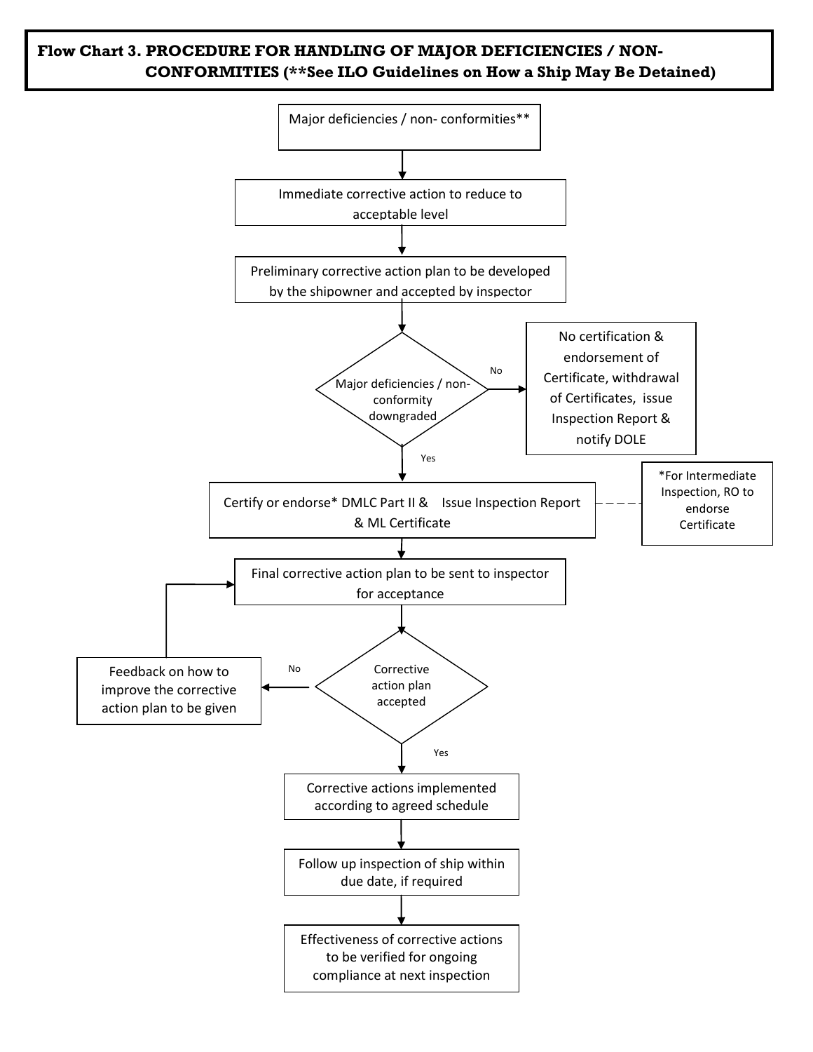## Flow Chart 3. PROCEDURE FOR HANDLING OF MAJOR DEFICIENCIES / NON-CONFORMITIES (**See ILO Guidelines on How a Ship May Be Detained)

Major deficiencies / non- conformities**

Immediate corrective action to reduce to acceptable level

Preliminary corrective action plan to be developed by the shipowner and accepted by inspector

Major deficiencies / non-conformity downgraded

No

No certification & endorsement of Certificate, withdrawal of Certificates, issue Inspection Report & notify DOLE

Yes

Certify or endorse* DMLC Part II & Issue Inspection Report & ML Certificate

*For Intermediate Inspection, RO to endorse Certificate

Final corrective action plan to be sent to inspector for acceptance

Corrective action plan accepted

No

Feedback on how to improve the corrective action plan to be given

Yes

Corrective actions implemented according to agreed schedule

Follow up inspection of ship within due date, if required

Effectiveness of corrective actions to be verified for ongoing compliance at next inspection